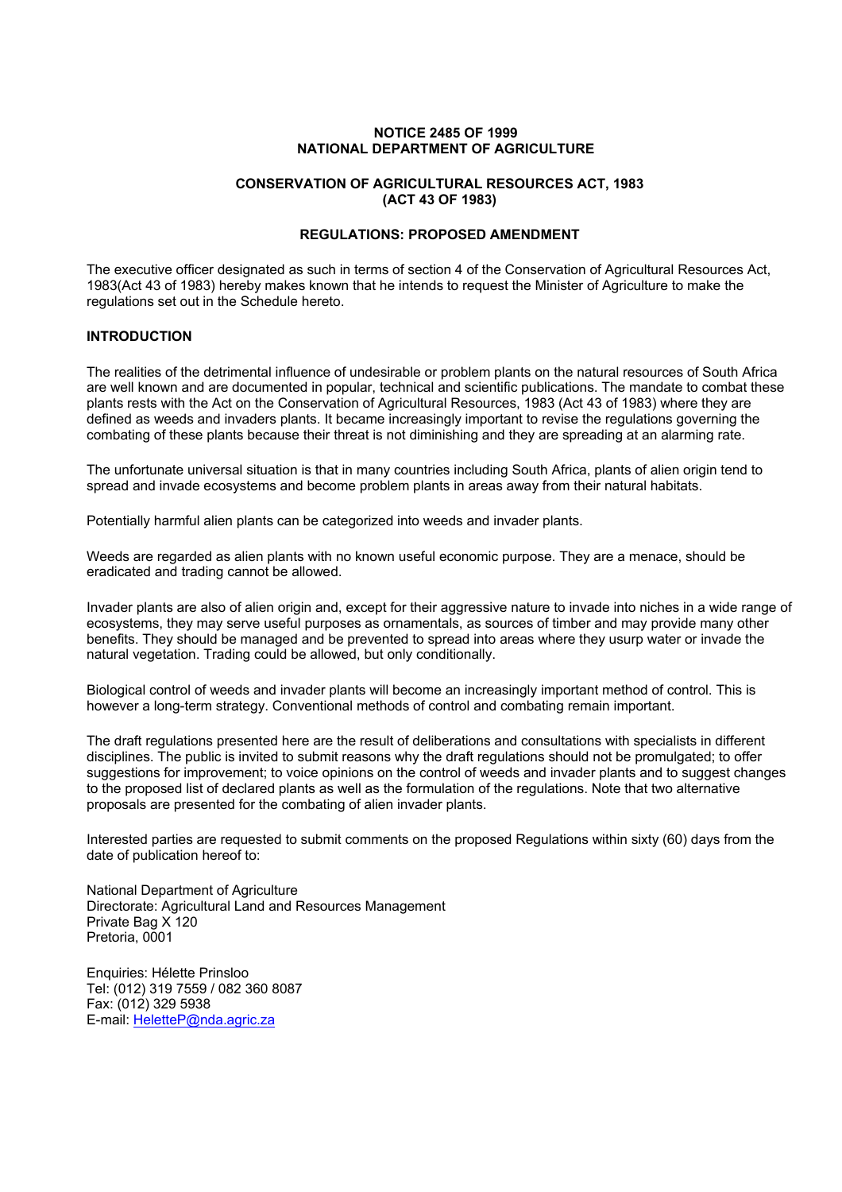**NOTICE 2485 OF 1999**
**NATIONAL DEPARTMENT OF AGRICULTURE**

**CONSERVATION OF AGRICULTURAL RESOURCES ACT, 1983**
**(ACT 43 OF 1983)**

**REGULATIONS: PROPOSED AMENDMENT**

The executive officer designated as such in terms of section 4 of the Conservation of Agricultural Resources Act, 1983(Act 43 of 1983) hereby makes known that he intends to request the Minister of Agriculture to make the regulations set out in the Schedule hereto.

## INTRODUCTION

The realities of the detrimental influence of undesirable or problem plants on the natural resources of South Africa are well known and are documented in popular, technical and scientific publications. The mandate to combat these plants rests with the Act on the Conservation of Agricultural Resources, 1983 (Act 43 of 1983) where they are defined as weeds and invaders plants. It became increasingly important to revise the regulations governing the combating of these plants because their threat is not diminishing and they are spreading at an alarming rate.

The unfortunate universal situation is that in many countries including South Africa, plants of alien origin tend to spread and invade ecosystems and become problem plants in areas away from their natural habitats.

Potentially harmful alien plants can be categorized into weeds and invader plants.

Weeds are regarded as alien plants with no known useful economic purpose. They are a menace, should be eradicated and trading cannot be allowed.

Invader plants are also of alien origin and, except for their aggressive nature to invade into niches in a wide range of ecosystems, they may serve useful purposes as ornamentals, as sources of timber and may provide many other benefits. They should be managed and be prevented to spread into areas where they usurp water or invade the natural vegetation. Trading could be allowed, but only conditionally.

Biological control of weeds and invader plants will become an increasingly important method of control. This is however a long-term strategy. Conventional methods of control and combating remain important.

The draft regulations presented here are the result of deliberations and consultations with specialists in different disciplines. The public is invited to submit reasons why the draft regulations should not be promulgated; to offer suggestions for improvement; to voice opinions on the control of weeds and invader plants and to suggest changes to the proposed list of declared plants as well as the formulation of the regulations. Note that two alternative proposals are presented for the combating of alien invader plants.

Interested parties are requested to submit comments on the proposed Regulations within sixty (60) days from the date of publication hereof to:

National Department of Agriculture
Directorate: Agricultural Land and Resources Management
Private Bag X 120
Pretoria, 0001

Enquiries: Hélette Prinsloo
Tel: (012) 319 7559 / 082 360 8087
Fax: (012) 329 5938
E-mail: HeletteP@nda.agric.za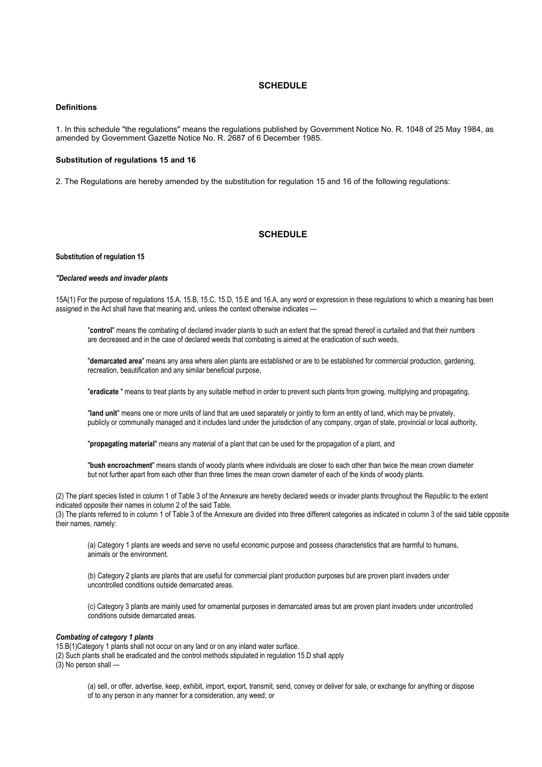## SCHEDULE

### Definitions

1. In this schedule "the regulations" means the regulations published by Government Notice No. R. 1048 of 25 May 1984, as amended by Government Gazette Notice No. R. 2687 of 6 December 1985.

### Substitution of regulations 15 and 16

2. The Regulations are hereby amended by the substitution for regulation 15 and 16 of the following regulations:

## SCHEDULE

#### Substitution of regulation 15

***"Declared weeds and invader plants***

15A(1) For the purpose of regulations 15.A, 15.B, 15.C, 15.D, 15.E and 16.A, any word or expression in these regulations to which a meaning has been assigned in the Act shall have that meaning and, unless the context otherwise indicates —

> "**control**" means the combating of declared invader plants to such an extent that the spread thereof is curtailed and that their numbers are decreased and in the case of declared weeds that combating is aimed at the eradication of such weeds,
>
> "**demarcated area**" means any area where alien plants are established or are to be established for commercial production, gardening, recreation, beautification and any similar beneficial purpose,
>
> "**eradicate** " means to treat plants by any suitable method in order to prevent such plants from growing, multiplying and propagating,
>
> "**land unit**" means one or more units of land that are used separately or jointly to form an entity of land, which may be privately, publicly or communally managed and it includes land under the jurisdiction of any company, organ of state, provincial or local authority,
>
> "**propagating material**" means any material of a plant that can be used for the propagation of a plant, and
>
> "**bush encroachment**" means stands of woody plants where individuals are closer to each other than twice the mean crown diameter but not further apart from each other than three times the mean crown diameter of each of the kinds of woody plants.

(2) The plant species listed in column 1 of Table 3 of the Annexure are hereby declared weeds or invader plants throughout the Republic to the extent indicated opposite their names in column 2 of the said Table.
(3) The plants referred to in column 1 of Table 3 of the Annexure are divided into three different categories as indicated in column 3 of the said table opposite their names, namely:

> (a) Category 1 plants are weeds and serve no useful economic purpose and possess characteristics that are harmful to humans, animals or the environment.
>
> (b) Category 2 plants are plants that are useful for commercial plant production purposes but are proven plant invaders under uncontrolled conditions outside demarcated areas.
>
> (c) Category 3 plants are mainly used for ornamental purposes in demarcated areas but are proven plant invaders under uncontrolled conditions outside demarcated areas.

***Combating of category 1 plants***
15.B(1)Category 1 plants shall not occur on any land or on any inland water surface.
(2) Such plants shall be eradicated and the control methods stipulated in regulation 15.D shall apply
(3) No person shall —

> (a) sell, or offer, advertise, keep, exhibit, import, export, transmit, send, convey or deliver for sale, or exchange for anything or dispose of to any person in any manner for a consideration, any weed; or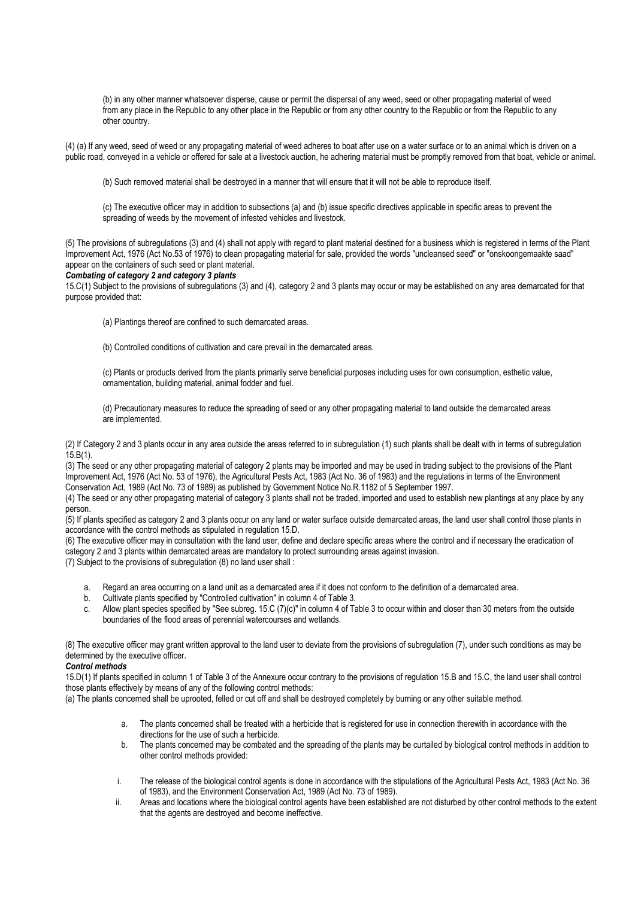(b) in any other manner whatsoever disperse, cause or permit the dispersal of any weed, seed or other propagating material of weed from any place in the Republic to any other place in the Republic or from any other country to the Republic or from the Republic to any other country.

(4) (a) If any weed, seed of weed or any propagating material of weed adheres to boat after use on a water surface or to an animal which is driven on a public road, conveyed in a vehicle or offered for sale at a livestock auction, he adhering material must be promptly removed from that boat, vehicle or animal.

(b) Such removed material shall be destroyed in a manner that will ensure that it will not be able to reproduce itself.

(c) The executive officer may in addition to subsections (a) and (b) issue specific directives applicable in specific areas to prevent the spreading of weeds by the movement of infested vehicles and livestock.

(5) The provisions of subregulations (3) and (4) shall not apply with regard to plant material destined for a business which is registered in terms of the Plant Improvement Act, 1976 (Act No.53 of 1976) to clean propagating material for sale, provided the words "uncleansed seed" or "onskoongemaakte saad" appear on the containers of such seed or plant material.

***Combating of category 2 and category 3 plants***

15.C(1) Subject to the provisions of subregulations (3) and (4), category 2 and 3 plants may occur or may be established on any area demarcated for that purpose provided that:

(a) Plantings thereof are confined to such demarcated areas.

(b) Controlled conditions of cultivation and care prevail in the demarcated areas.

(c) Plants or products derived from the plants primarily serve beneficial purposes including uses for own consumption, esthetic value, ornamentation, building material, animal fodder and fuel.

(d) Precautionary measures to reduce the spreading of seed or any other propagating material to land outside the demarcated areas are implemented.

(2) If Category 2 and 3 plants occur in any area outside the areas referred to in subregulation (1) such plants shall be dealt with in terms of subregulation 15.B(1).

(3) The seed or any other propagating material of category 2 plants may be imported and may be used in trading subject to the provisions of the Plant Improvement Act, 1976 (Act No. 53 of 1976), the Agricultural Pests Act, 1983 (Act No. 36 of 1983) and the regulations in terms of the Environment Conservation Act, 1989 (Act No. 73 of 1989) as published by Government Notice No.R.1182 of 5 September 1997.

(4) The seed or any other propagating material of category 3 plants shall not be traded, imported and used to establish new plantings at any place by any person.

(5) If plants specified as category 2 and 3 plants occur on any land or water surface outside demarcated areas, the land user shall control those plants in accordance with the control methods as stipulated in regulation 15.D.

(6) The executive officer may in consultation with the land user, define and declare specific areas where the control and if necessary the eradication of category 2 and 3 plants within demarcated areas are mandatory to protect surrounding areas against invasion.

(7) Subject to the provisions of subregulation (8) no land user shall :

a. Regard an area occurring on a land unit as a demarcated area if it does not conform to the definition of a demarcated area.
b. Cultivate plants specified by "Controlled cultivation" in column 4 of Table 3.
c. Allow plant species specified by "See subreg. 15.C (7)(c)" in column 4 of Table 3 to occur within and closer than 30 meters from the outside boundaries of the flood areas of perennial watercourses and wetlands.

(8) The executive officer may grant written approval to the land user to deviate from the provisions of subregulation (7), under such conditions as may be determined by the executive officer.

***Control methods***

15.D(1) If plants specified in column 1 of Table 3 of the Annexure occur contrary to the provisions of regulation 15.B and 15.C, the land user shall control those plants effectively by means of any of the following control methods:

(a) The plants concerned shall be uprooted, felled or cut off and shall be destroyed completely by burning or any other suitable method.

a. The plants concerned shall be treated with a herbicide that is registered for use in connection therewith in accordance with the directions for the use of such a herbicide.
b. The plants concerned may be combated and the spreading of the plants may be curtailed by biological control methods in addition to other control methods provided:

i. The release of the biological control agents is done in accordance with the stipulations of the Agricultural Pests Act, 1983 (Act No. 36 of 1983), and the Environment Conservation Act, 1989 (Act No. 73 of 1989).
ii. Areas and locations where the biological control agents have been established are not disturbed by other control methods to the extent that the agents are destroyed and become ineffective.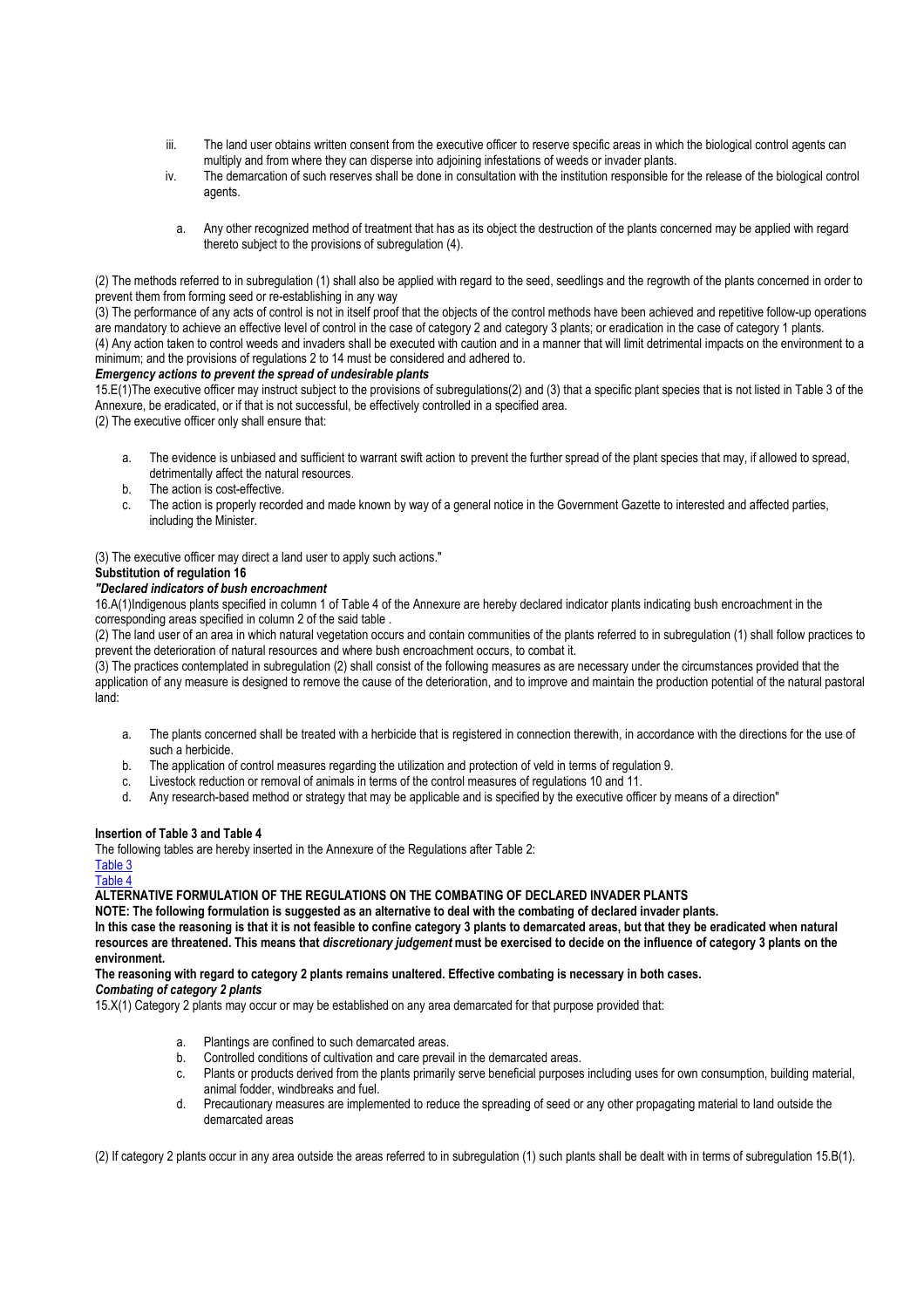iii. The land user obtains written consent from the executive officer to reserve specific areas in which the biological control agents can multiply and from where they can disperse into adjoining infestations of weeds or invader plants.

iv. The demarcation of such reserves shall be done in consultation with the institution responsible for the release of the biological control agents.

a. Any other recognized method of treatment that has as its object the destruction of the plants concerned may be applied with regard thereto subject to the provisions of subregulation (4).

(2) The methods referred to in subregulation (1) shall also be applied with regard to the seed, seedlings and the regrowth of the plants concerned in order to prevent them from forming seed or re-establishing in any way

(3) The performance of any acts of control is not in itself proof that the objects of the control methods have been achieved and repetitive follow-up operations are mandatory to achieve an effective level of control in the case of category 2 and category 3 plants; or eradication in the case of category 1 plants.

(4) Any action taken to control weeds and invaders shall be executed with caution and in a manner that will limit detrimental impacts on the environment to a minimum; and the provisions of regulations 2 to 14 must be considered and adhered to.

***Emergency actions to prevent the spread of undesirable plants***

15.E(1)The executive officer may instruct subject to the provisions of subregulations(2) and (3) that a specific plant species that is not listed in Table 3 of the Annexure, be eradicated, or if that is not successful, be effectively controlled in a specified area.

(2) The executive officer only shall ensure that:

a. The evidence is unbiased and sufficient to warrant swift action to prevent the further spread of the plant species that may, if allowed to spread, detrimentally affect the natural resources.
b. The action is cost-effective.
c. The action is properly recorded and made known by way of a general notice in the Government Gazette to interested and affected parties, including the Minister.

(3) The executive officer may direct a land user to apply such actions."

**Substitution of regulation 16**

***"Declared indicators of bush encroachment***

16.A(1)Indigenous plants specified in column 1 of Table 4 of the Annexure are hereby declared indicator plants indicating bush encroachment in the corresponding areas specified in column 2 of the said table .

(2) The land user of an area in which natural vegetation occurs and contain communities of the plants referred to in subregulation (1) shall follow practices to prevent the deterioration of natural resources and where bush encroachment occurs, to combat it.

(3) The practices contemplated in subregulation (2) shall consist of the following measures as are necessary under the circumstances provided that the application of any measure is designed to remove the cause of the deterioration, and to improve and maintain the production potential of the natural pastoral land:

a. The plants concerned shall be treated with a herbicide that is registered in connection therewith, in accordance with the directions for the use of such a herbicide.
b. The application of control measures regarding the utilization and protection of veld in terms of regulation 9.
c. Livestock reduction or removal of animals in terms of the control measures of regulations 10 and 11.
d. Any research-based method or strategy that may be applicable and is specified by the executive officer by means of a direction"

**Insertion of Table 3 and Table 4**

The following tables are hereby inserted in the Annexure of the Regulations after Table 2:

Table 3

Table 4

**ALTERNATIVE FORMULATION OF THE REGULATIONS ON THE COMBATING OF DECLARED INVADER PLANTS**

**NOTE: The following formulation is suggested as an alternative to deal with the combating of declared invader plants.**

**In this case the reasoning is that it is not feasible to confine category 3 plants to demarcated areas, but that they be eradicated when natural resources are threatened. This means that *discretionary judgement* must be exercised to decide on the influence of category 3 plants on the environment.**

**The reasoning with regard to category 2 plants remains unaltered. Effective combating is necessary in both cases.**

***Combating of category 2 plants***

15.X(1) Category 2 plants may occur or may be established on any area demarcated for that purpose provided that:

a. Plantings are confined to such demarcated areas.
b. Controlled conditions of cultivation and care prevail in the demarcated areas.
c. Plants or products derived from the plants primarily serve beneficial purposes including uses for own consumption, building material, animal fodder, windbreaks and fuel.
d. Precautionary measures are implemented to reduce the spreading of seed or any other propagating material to land outside the demarcated areas

(2) If category 2 plants occur in any area outside the areas referred to in subregulation (1) such plants shall be dealt with in terms of subregulation 15.B(1).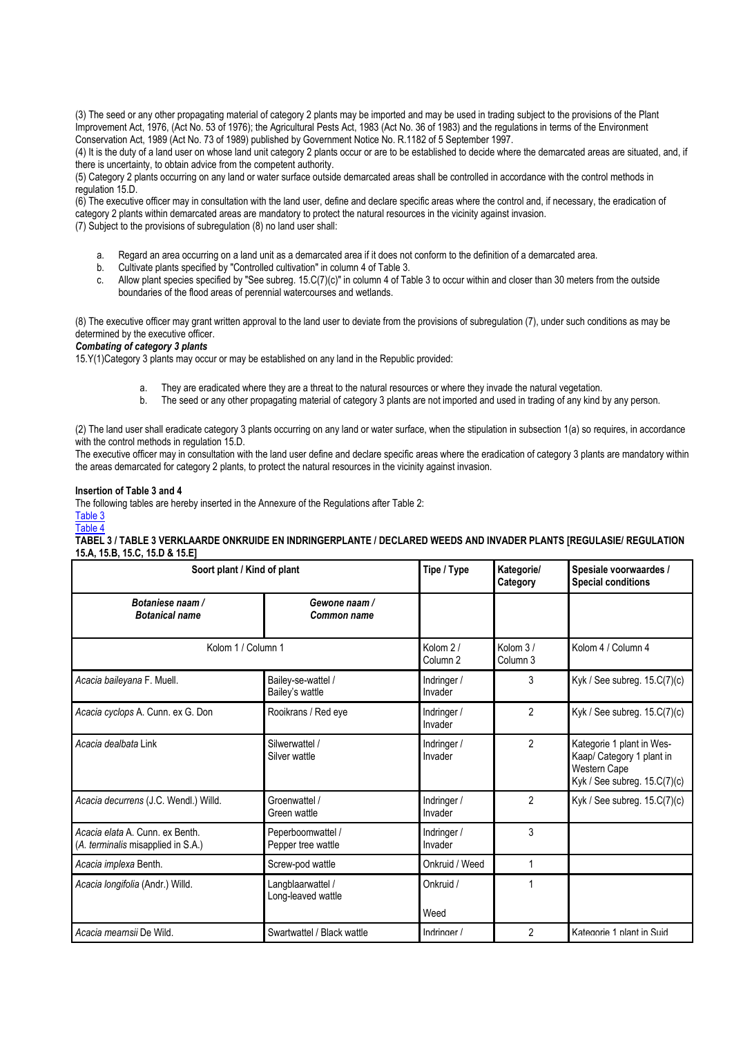(3) The seed or any other propagating material of category 2 plants may be imported and may be used in trading subject to the provisions of the Plant Improvement Act, 1976, (Act No. 53 of 1976); the Agricultural Pests Act, 1983 (Act No. 36 of 1983) and the regulations in terms of the Environment Conservation Act, 1989 (Act No. 73 of 1989) published by Government Notice No. R.1182 of 5 September 1997.

(4) It is the duty of a land user on whose land unit category 2 plants occur or are to be established to decide where the demarcated areas are situated, and, if there is uncertainty, to obtain advice from the competent authority.

(5) Category 2 plants occurring on any land or water surface outside demarcated areas shall be controlled in accordance with the control methods in regulation 15.D.

(6) The executive officer may in consultation with the land user, define and declare specific areas where the control and, if necessary, the eradication of category 2 plants within demarcated areas are mandatory to protect the natural resources in the vicinity against invasion.

(7) Subject to the provisions of subregulation (8) no land user shall:

a. Regard an area occurring on a land unit as a demarcated area if it does not conform to the definition of a demarcated area.
b. Cultivate plants specified by "Controlled cultivation" in column 4 of Table 3.
c. Allow plant species specified by "See subreg. 15.C(7)(c)" in column 4 of Table 3 to occur within and closer than 30 meters from the outside boundaries of the flood areas of perennial watercourses and wetlands.

(8) The executive officer may grant written approval to the land user to deviate from the provisions of subregulation (7), under such conditions as may be determined by the executive officer.

***Combating of category 3 plants***

15.Y(1)Category 3 plants may occur or may be established on any land in the Republic provided:

a. They are eradicated where they are a threat to the natural resources or where they invade the natural vegetation.
b. The seed or any other propagating material of category 3 plants are not imported and used in trading of any kind by any person.

(2) The land user shall eradicate category 3 plants occurring on any land or water surface, when the stipulation in subsection 1(a) so requires, in accordance with the control methods in regulation 15.D.

The executive officer may in consultation with the land user define and declare specific areas where the eradication of category 3 plants are mandatory within the areas demarcated for category 2 plants, to protect the natural resources in the vicinity against invasion.

**Insertion of Table 3 and 4**

The following tables are hereby inserted in the Annexure of the Regulations after Table 2:

Table 3

Table 4

**TABEL 3 / TABLE 3 VERKLAARDE ONKRUIDE EN INDRINGERPLANTE / DECLARED WEEDS AND INVADER PLANTS [REGULASIE/ REGULATION 15.A, 15.B, 15.C, 15.D & 15.E]**

| Soort plant / Kind of plant | | Tipe / Type | Kategorie/ Category | Spesiale voorwaardes / Special conditions |
|---|---|---|---|---|
| ***Botaniese naam / Botanical name*** | ***Gewone naam / Common name*** | | | |
| Kolom 1 / Column 1 | | Kolom 2 / Column 2 | Kolom 3 / Column 3 | Kolom 4 / Column 4 |
| *Acacia baileyana* F. Muell. | Bailey-se-wattel / Bailey's wattle | Indringer / Invader | 3 | Kyk / See subreg. 15.C(7)(c) |
| *Acacia cyclops* A. Cunn. ex G. Don | Rooikrans / Red eye | Indringer / Invader | 2 | Kyk / See subreg. 15.C(7)(c) |
| *Acacia dealbata* Link | Silwerwattel / Silver wattle | Indringer / Invader | 2 | Kategorie 1 plant in Wes-Kaap/ Category 1 plant in Western Cape Kyk / See subreg. 15.C(7)(c) |
| *Acacia decurrens* (J.C. Wendl.) Willd. | Groenwattel / Green wattle | Indringer / Invader | 2 | Kyk / See subreg. 15.C(7)(c) |
| *Acacia elata* A. Cunn. ex Benth. (*A. terminalis* misapplied in S.A.) | Peperboomwattel / Pepper tree wattle | Indringer / Invader | 3 | |
| *Acacia implexa* Benth. | Screw-pod wattle | Onkruid / Weed | 1 | |
| *Acacia longifolia* (Andr.) Willd. | Langblaarwattel / Long-leaved wattle | Onkruid / Weed | 1 | |
| *Acacia mearnsii* De Wild. | Swartwattel / Black wattle | Indringer / | 2 | Kategorie 1 plant in Suid |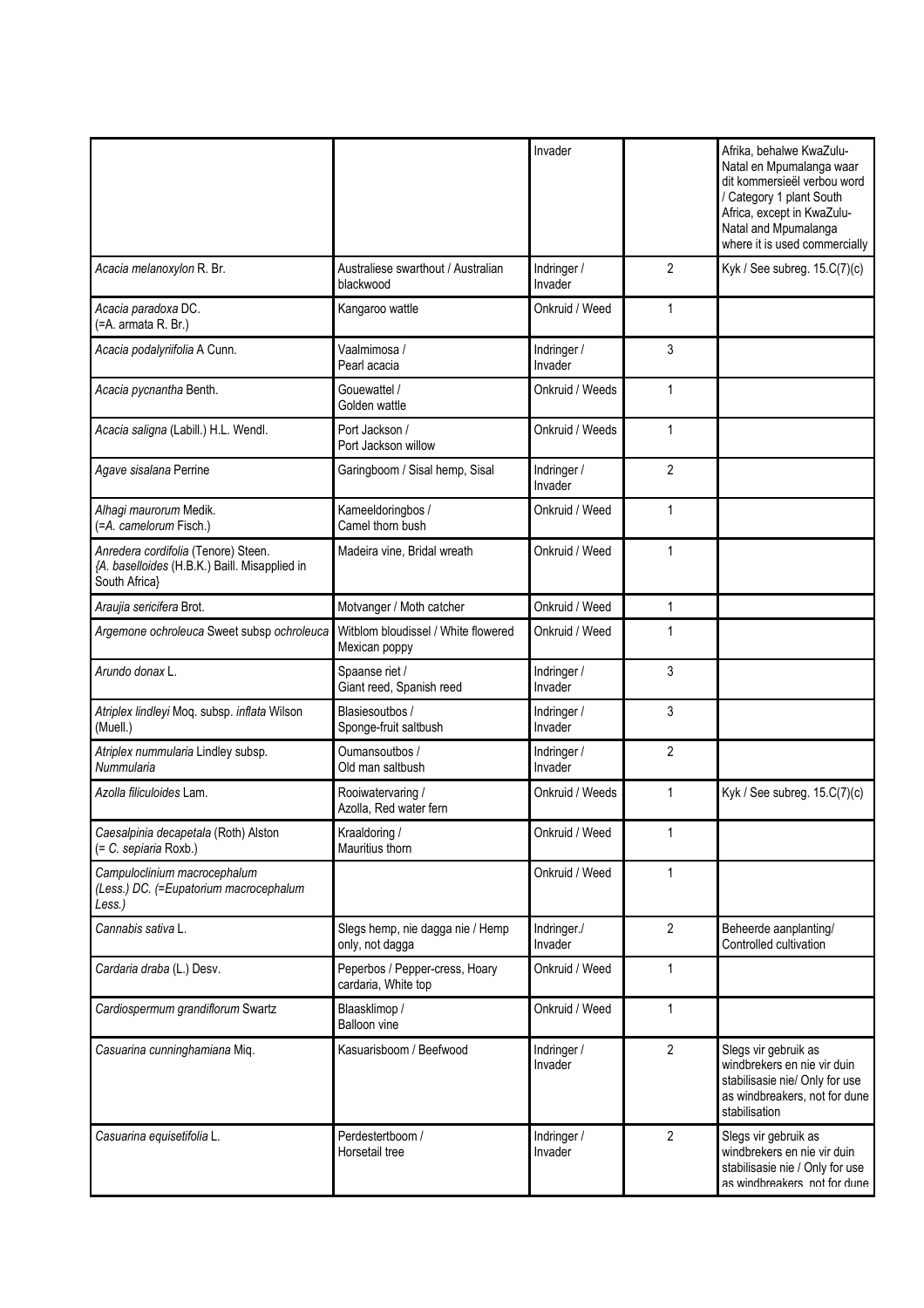| | | | | |
|---|---|---|---|---|
| | | Invader | | Afrika, behalwe KwaZulu-Natal en Mpumalanga waar dit kommersieël verbou word / Category 1 plant South Africa, except in KwaZulu-Natal and Mpumalanga where it is used commercially |
| *Acacia melanoxylon* R. Br. | Australiese swarthout / Australian blackwood | Indringer / Invader | 2 | Kyk / See subreg. 15.C(7)(c) |
| *Acacia paradoxa* DC. (=A. armata R. Br.) | Kangaroo wattle | Onkruid / Weed | 1 | |
| *Acacia podalyriifolia* A Cunn. | Vaalmimosa / Pearl acacia | Indringer / Invader | 3 | |
| *Acacia pycnantha* Benth. | Gouewattel / Golden wattle | Onkruid / Weeds | 1 | |
| *Acacia saligna* (Labill.) H.L. Wendl. | Port Jackson / Port Jackson willow | Onkruid / Weeds | 1 | |
| *Agave sisalana* Perrine | Garingboom / Sisal hemp, Sisal | Indringer / Invader | 2 | |
| *Alhagi maurorum* Medik. (=*A. camelorum* Fisch.) | Kameeldoringbos / Camel thorn bush | Onkruid / Weed | 1 | |
| *Anredera cordifolia* (Tenore) Steen. {*A. baselloides* (H.B.K.) Baill. Misapplied in South Africa} | Madeira vine, Bridal wreath | Onkruid / Weed | 1 | |
| *Araujia sericifera* Brot. | Motvanger / Moth catcher | Onkruid / Weed | 1 | |
| *Argemone ochroleuca* Sweet subsp *ochroleuca* | Witblom bloudissel / White flowered Mexican poppy | Onkruid / Weed | 1 | |
| *Arundo donax* L. | Spaanse riet / Giant reed, Spanish reed | Indringer / Invader | 3 | |
| *Atriplex lindleyi* Moq. subsp. *inflata* Wilson (Muell.) | Blasiesoutbos / Sponge-fruit saltbush | Indringer / Invader | 3 | |
| *Atriplex nummularia* Lindley subsp. *Nummularia* | Oumansoutbos / Old man saltbush | Indringer / Invader | 2 | |
| *Azolla filiculoides* Lam. | Rooiwatervaring / Azolla, Red water fern | Onkruid / Weeds | 1 | Kyk / See subreg. 15.C(7)(c) |
| *Caesalpinia decapetala* (Roth) Alston (= *C. sepiaria* Roxb.) | Kraaldoring / Mauritius thorn | Onkruid / Weed | 1 | |
| *Campuloclinium macrocephalum* (Less.) DC. (=*Eupatorium macrocephalum* Less.) | | Onkruid / Weed | 1 | |
| *Cannabis sativa* L. | Slegs hemp, nie dagga nie / Hemp only, not dagga | Indringer./ Invader | 2 | Beheerde aanplanting/ Controlled cultivation |
| *Cardaria draba* (L.) Desv. | Peperbos / Pepper-cress, Hoary cardaria, White top | Onkruid / Weed | 1 | |
| *Cardiospermum grandiflorum* Swartz | Blaasklimop / Balloon vine | Onkruid / Weed | 1 | |
| *Casuarina cunninghamiana* Miq. | Kasuarisboom / Beefwood | Indringer / Invader | 2 | Slegs vir gebruik as windbrekers en nie vir duin stabilisasie nie/ Only for use as windbreakers, not for dune stabilisation |
| *Casuarina equisetifolia* L. | Perdestertboom / Horsetail tree | Indringer / Invader | 2 | Slegs vir gebruik as windbrekers en nie vir duin stabilisasie nie / Only for use as windbreakers, not for dune |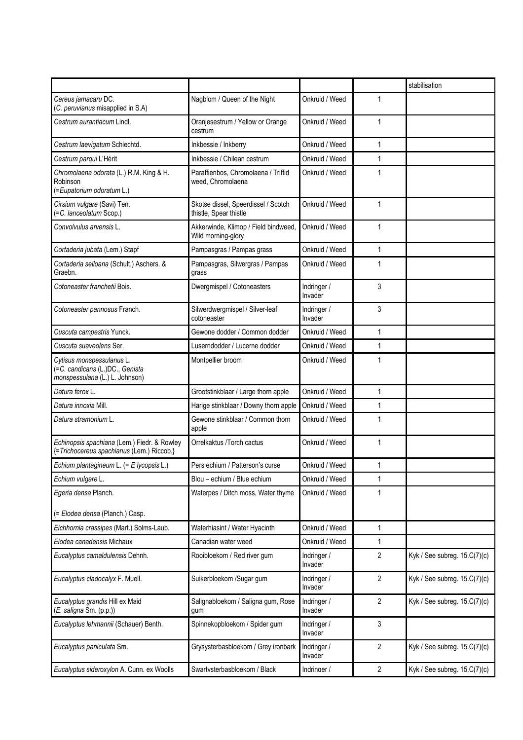| | | | | stabilisation |
|---|---|---|---|---|
| *Cereus jamacaru* DC. (*C. peruvianus* misapplied in S.A) | Nagblom / Queen of the Night | Onkruid / Weed | 1 | |
| *Cestrum aurantiacum* Lindl. | Oranjesestrum / Yellow or Orange cestrum | Onkruid / Weed | 1 | |
| *Cestrum laevigatum* Schlechtd. | Inkbessie / Inkberry | Onkruid / Weed | 1 | |
| *Cestrum parqui* L'Hérit | Inkbessie / Chilean cestrum | Onkruid / Weed | 1 | |
| *Chromolaena odorata* (L.) R.M. King & H. Robinson (=*Eupatorium odoratum* L.) | Paraffienbos, Chromolaena / Triffid weed, Chromolaena | Onkruid / Weed | 1 | |
| *Cirsium vulgare* (Savi) Ten. (=*C. lanceolatum* Scop.) | Skotse dissel, Speerdissel / Scotch thistle, Spear thistle | Onkruid / Weed | 1 | |
| *Convolvulus arvensis* L. | Akkerwinde, Klimop / Field bindweed, Wild morning-glory | Onkruid / Weed | 1 | |
| *Cortaderia jubata* (Lem.) Stapf | Pampasgras / Pampas grass | Onkruid / Weed | 1 | |
| *Cortaderia selloana* (Schult.) Aschers. & Graebn. | Pampasgras, Silwergras / Pampas grass | Onkruid / Weed | 1 | |
| *Cotoneaster franchetii* Bois. | Dwergmispel / Cotoneasters | Indringer / Invader | 3 | |
| *Cotoneaster pannosus* Franch. | Silwerdwergmispel / Silver-leaf cotoneaster | Indringer / Invader | 3 | |
| *Cuscuta campestris* Yunck. | Gewone dodder / Common dodder | Onkruid / Weed | 1 | |
| *Cuscuta suaveolens* Ser. | Luserndodder / Lucerne dodder | Onkruid / Weed | 1 | |
| *Cytisus monspessulanus* L. (=*C. candicans* (L.)DC., *Genista monspessulana* (L.) L. Johnson) | Montpellier broom | Onkruid / Weed | 1 | |
| *Datura ferox* L. | Grootstinkblaar / Large thorn apple | Onkruid / Weed | 1 | |
| *Datura innoxia* Mill. | Harige stinkblaar / Downy thorn apple | Onkruid / Weed | 1 | |
| *Datura stramonium* L. | Gewone stinkblaar / Common thorn apple | Onkruid / Weed | 1 | |
| *Echinopsis spachiana* (Lem.) Fiedr. & Rowley {=*Trichocereus spachianus* (Lem.) Riccob.} | Orrelkaktus /Torch cactus | Onkruid / Weed | 1 | |
| *Echium plantagineum* L. (= *E lycopsis* L.) | Pers echium / Patterson's curse | Onkruid / Weed | 1 | |
| *Echium vulgare* L. | Blou – echium / Blue echium | Onkruid / Weed | 1 | |
| *Egeria densa* Planch. (= *Elodea densa* (Planch.) Casp. | Waterpes / Ditch moss, Water thyme | Onkruid / Weed | 1 | |
| *Eichhornia crassipes* (Mart.) Solms-Laub. | Waterhiasint / Water Hyacinth | Onkruid / Weed | 1 | |
| *Elodea canadensis* Michaux | Canadian water weed | Onkruid / Weed | 1 | |
| *Eucalyptus camaldulensis* Dehnh. | Rooibloekom / Red river gum | Indringer / Invader | 2 | Kyk / See subreg. 15.C(7)(c) |
| *Eucalyptus cladocalyx* F. Muell. | Suikerbloekom /Sugar gum | Indringer / Invader | 2 | Kyk / See subreg. 15.C(7)(c) |
| *Eucalyptus grandis* Hill ex Maid (*E. saligna* Sm. (p.p.)) | Salignabloekom / Saligna gum, Rose gum | Indringer / Invader | 2 | Kyk / See subreg. 15.C(7)(c) |
| *Eucalyptus lehmannii* (Schauer) Benth. | Spinnekopbloekom / Spider gum | Indringer / Invader | 3 | |
| *Eucalyptus paniculata* Sm. | Grysysterbasbloekom / Grey ironbark | Indringer / Invader | 2 | Kyk / See subreg. 15.C(7)(c) |
| *Eucalyptus sideroxylon* A. Cunn. ex Woolls | Swartysterbasbloekom / Black | Indringer / | 2 | Kyk / See subreg. 15.C(7)(c) |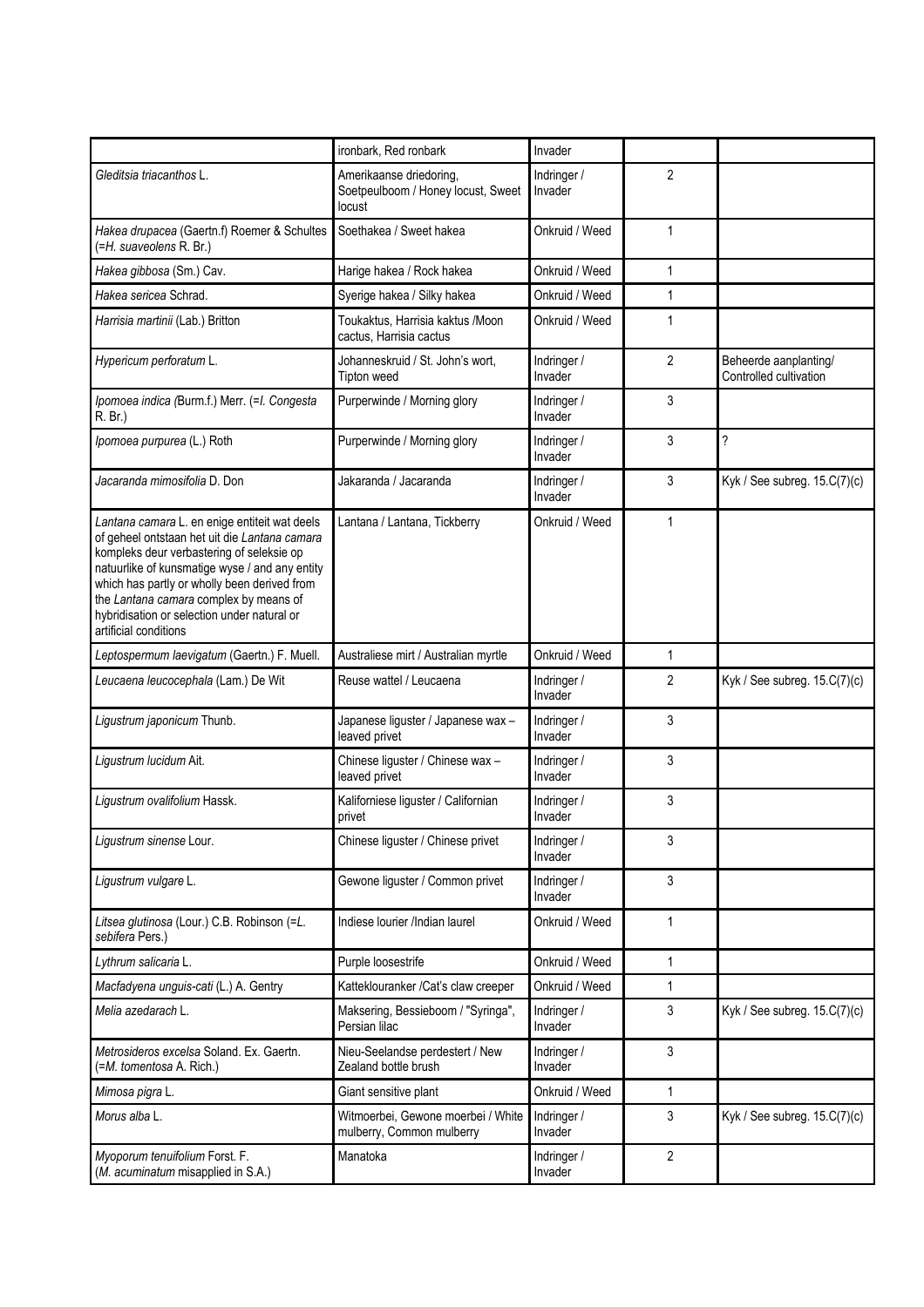| | | | | |
|---|---|---|---|---|
| | ironbark, Red ronbark | Invader | | |
| *Gleditsia triacanthos* L. | Amerikaanse driedoring, Soetpeulboom / Honey locust, Sweet locust | Indringer / Invader | 2 | |
| *Hakea drupacea* (Gaertn.f) Roemer & Schultes (=*H. suaveolens* R. Br.) | Soethakea / Sweet hakea | Onkruid / Weed | 1 | |
| *Hakea gibbosa* (Sm.) Cav. | Harige hakea / Rock hakea | Onkruid / Weed | 1 | |
| *Hakea sericea* Schrad. | Syerige hakea / Silky hakea | Onkruid / Weed | 1 | |
| *Harrisia martinii* (Lab.) Britton | Toukaktus, Harrisia kaktus /Moon cactus, Harrisia cactus | Onkruid / Weed | 1 | |
| *Hypericum perforatum* L. | Johanneskruid / St. John's wort, Tipton weed | Indringer / Invader | 2 | Beheerde aanplanting/ Controlled cultivation |
| *Ipomoea indica (*Burm.f.) Merr. (=*I. Congesta* R. Br.) | Purperwinde / Morning glory | Indringer / Invader | 3 | |
| *Ipomoea purpurea* (L.) Roth | Purperwinde / Morning glory | Indringer / Invader | 3 | ? |
| *Jacaranda mimosifolia* D. Don | Jakaranda / Jacaranda | Indringer / Invader | 3 | Kyk / See subreg. 15.C(7)(c) |
| *Lantana camara* L. en enige entiteit wat deels of geheel ontstaan het uit die *Lantana camara* kompleks deur verbastering of seleksie op natuurlike of kunsmatige wyse / and any entity which has partly or wholly been derived from the *Lantana camara* complex by means of hybridisation or selection under natural or artificial conditions | Lantana / Lantana, Tickberry | Onkruid / Weed | 1 | |
| *Leptospermum laevigatum* (Gaertn.) F. Muell. | Australiese mirt / Australian myrtle | Onkruid / Weed | 1 | |
| *Leucaena leucocephala* (Lam.) De Wit | Reuse wattel / Leucaena | Indringer / Invader | 2 | Kyk / See subreg. 15.C(7)(c) |
| *Ligustrum japonicum* Thunb. | Japanese liguster / Japanese wax – leaved privet | Indringer / Invader | 3 | |
| *Ligustrum lucidum* Ait. | Chinese liguster / Chinese wax – leaved privet | Indringer / Invader | 3 | |
| *Ligustrum ovalifolium* Hassk. | Kaliforniese liguster / Californian privet | Indringer / Invader | 3 | |
| *Ligustrum sinense* Lour. | Chinese liguster / Chinese privet | Indringer / Invader | 3 | |
| *Ligustrum vulgare* L. | Gewone liguster / Common privet | Indringer / Invader | 3 | |
| *Litsea glutinosa* (Lour.) C.B. Robinson (=*L. sebifera* Pers.) | Indiese lourier /Indian laurel | Onkruid / Weed | 1 | |
| *Lythrum salicaria* L. | Purple loosestrife | Onkruid / Weed | 1 | |
| *Macfadyena unguis-cati* (L.) A. Gentry | Katteklouranker /Cat's claw creeper | Onkruid / Weed | 1 | |
| *Melia azedarach* L. | Maksering, Bessieboom / "Syringa", Persian lilac | Indringer / Invader | 3 | Kyk / See subreg. 15.C(7)(c) |
| *Metrosideros excelsa* Soland. Ex. Gaertn. (=*M. tomentosa* A. Rich.) | Nieu-Seelandse perdestert / New Zealand bottle brush | Indringer / Invader | 3 | |
| *Mimosa pigra* L. | Giant sensitive plant | Onkruid / Weed | 1 | |
| *Morus alba* L. | Witmoerbei, Gewone moerbei / White mulberry, Common mulberry | Indringer / Invader | 3 | Kyk / See subreg. 15.C(7)(c) |
| *Myoporum tenuifolium* Forst. F. (*M. acuminatum* misapplied in S.A.) | Manatoka | Indringer / Invader | 2 | |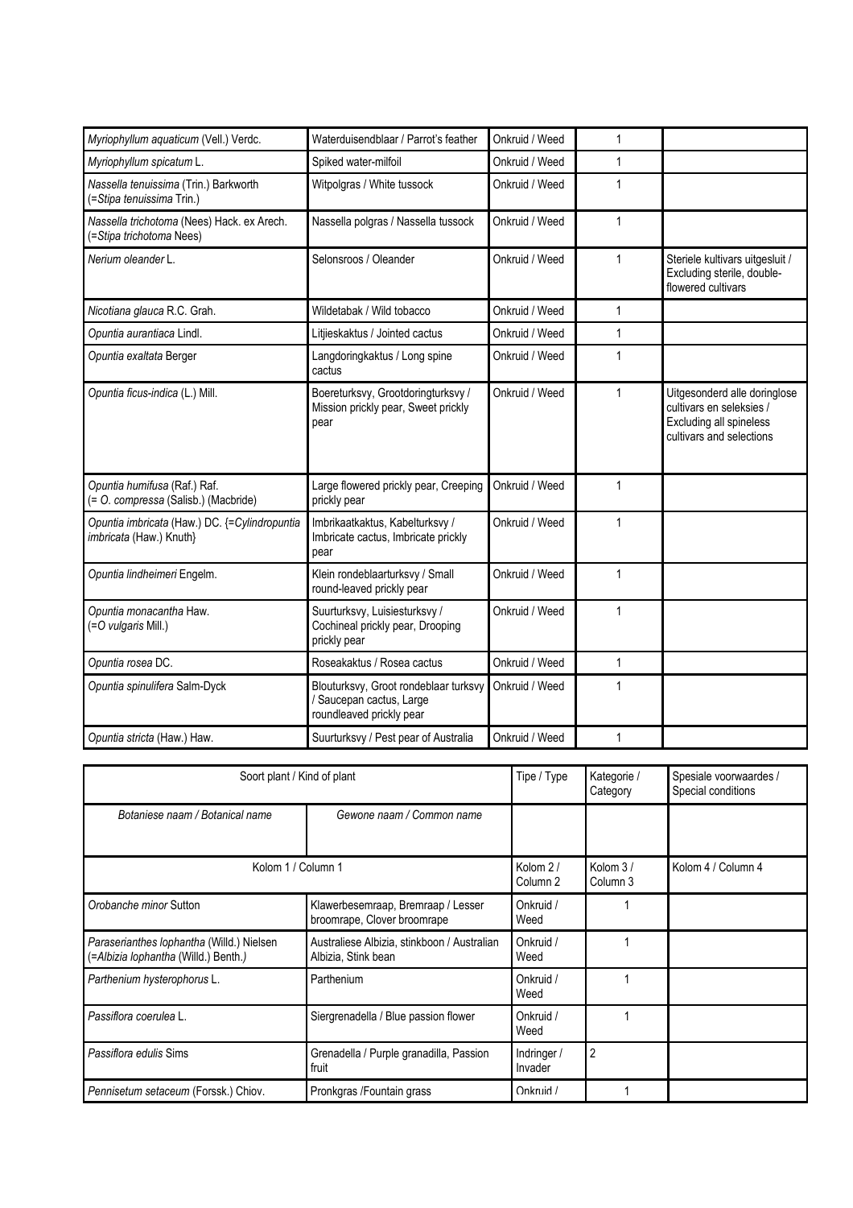| | | | | |
|---|---|---|---|---|
| *Myriophyllum aquaticum* (Vell.) Verdc. | Waterduisendblaar / Parrot's feather | Onkruid / Weed | 1 | |
| *Myriophyllum spicatum* L. | Spiked water-milfoil | Onkruid / Weed | 1 | |
| *Nassella tenuissima* (Trin.) Barkworth (=*Stipa tenuissima* Trin.) | Witpolgras / White tussock | Onkruid / Weed | 1 | |
| *Nassella trichotoma* (Nees) Hack. ex Arech. (=*Stipa trichotoma* Nees) | Nassella polgras / Nassella tussock | Onkruid / Weed | 1 | |
| *Nerium oleander* L. | Selonsroos / Oleander | Onkruid / Weed | 1 | Steriele kultivars uitgesluit / Excluding sterile, double-flowered cultivars |
| *Nicotiana glauca* R.C. Grah. | Wildetabak / Wild tobacco | Onkruid / Weed | 1 | |
| *Opuntia aurantiaca* Lindl. | Litjieskaktus / Jointed cactus | Onkruid / Weed | 1 | |
| *Opuntia exaltata* Berger | Langdoringkaktus / Long spine cactus | Onkruid / Weed | 1 | |
| *Opuntia ficus-indica* (L.) Mill. | Boereturksvy, Grootdoringturksvy / Mission prickly pear, Sweet prickly pear | Onkruid / Weed | 1 | Uitgesonderd alle doringlose cultivars en seleksies / Excluding all spineless cultivars and selections |
| *Opuntia humifusa* (Raf.) Raf. (= *O. compressa* (Salisb.) (Macbride) | Large flowered prickly pear, Creeping prickly pear | Onkruid / Weed | 1 | |
| *Opuntia imbricata* (Haw.) DC. {=*Cylindropuntia imbricata* (Haw.) Knuth} | Imbrikaatkaktus, Kabelturksvy / Imbricate cactus, Imbricate prickly pear | Onkruid / Weed | 1 | |
| *Opuntia lindheimeri* Engelm. | Klein rondeblaarturksvy / Small round-leaved prickly pear | Onkruid / Weed | 1 | |
| *Opuntia monacantha* Haw. (=*O vulgaris* Mill.) | Suurturksvy, Luisiesturksvy / Cochineal prickly pear, Drooping prickly pear | Onkruid / Weed | 1 | |
| *Opuntia rosea* DC. | Roseakaktus / Rosea cactus | Onkruid / Weed | 1 | |
| *Opuntia spinulifera* Salm-Dyck | Blouturksvy, Groot rondeblaar turksvy / Saucepan cactus, Large roundleaved prickly pear | Onkruid / Weed | 1 | |
| *Opuntia stricta* (Haw.) Haw. | Suurturksvy / Pest pear of Australia | Onkruid / Weed | 1 | |

| Soort plant / Kind of plant | | Tipe / Type | Kategorie / Category | Spesiale voorwaardes / Special conditions |
|---|---|---|---|---|
| *Botaniese naam / Botanical name* | *Gewone naam / Common name* | | | |
| Kolom 1 / Column 1 | | Kolom 2 / Column 2 | Kolom 3 / Column 3 | Kolom 4 / Column 4 |
| *Orobanche minor* Sutton | Klawerbesemraap, Bremraap / Lesser broomrape, Clover broomrape | Onkruid / Weed | 1 | |
| *Paraserianthes lophantha* (Willd.) Nielsen (=*Albizia lophantha* (Willd.) Benth.) | Australiese Albizia, stinkboon / Australian Albizia, Stink bean | Onkruid / Weed | 1 | |
| *Parthenium hysterophorus* L. | Parthenium | Onkruid / Weed | 1 | |
| *Passiflora coerulea* L. | Siergrenadella / Blue passion flower | Onkruid / Weed | 1 | |
| *Passiflora edulis* Sims | Grenadella / Purple granadilla, Passion fruit | Indringer / Invader | 2 | |
| *Pennisetum setaceum* (Forssk.) Chiov. | Pronkgras /Fountain grass | Onkruid / | 1 | |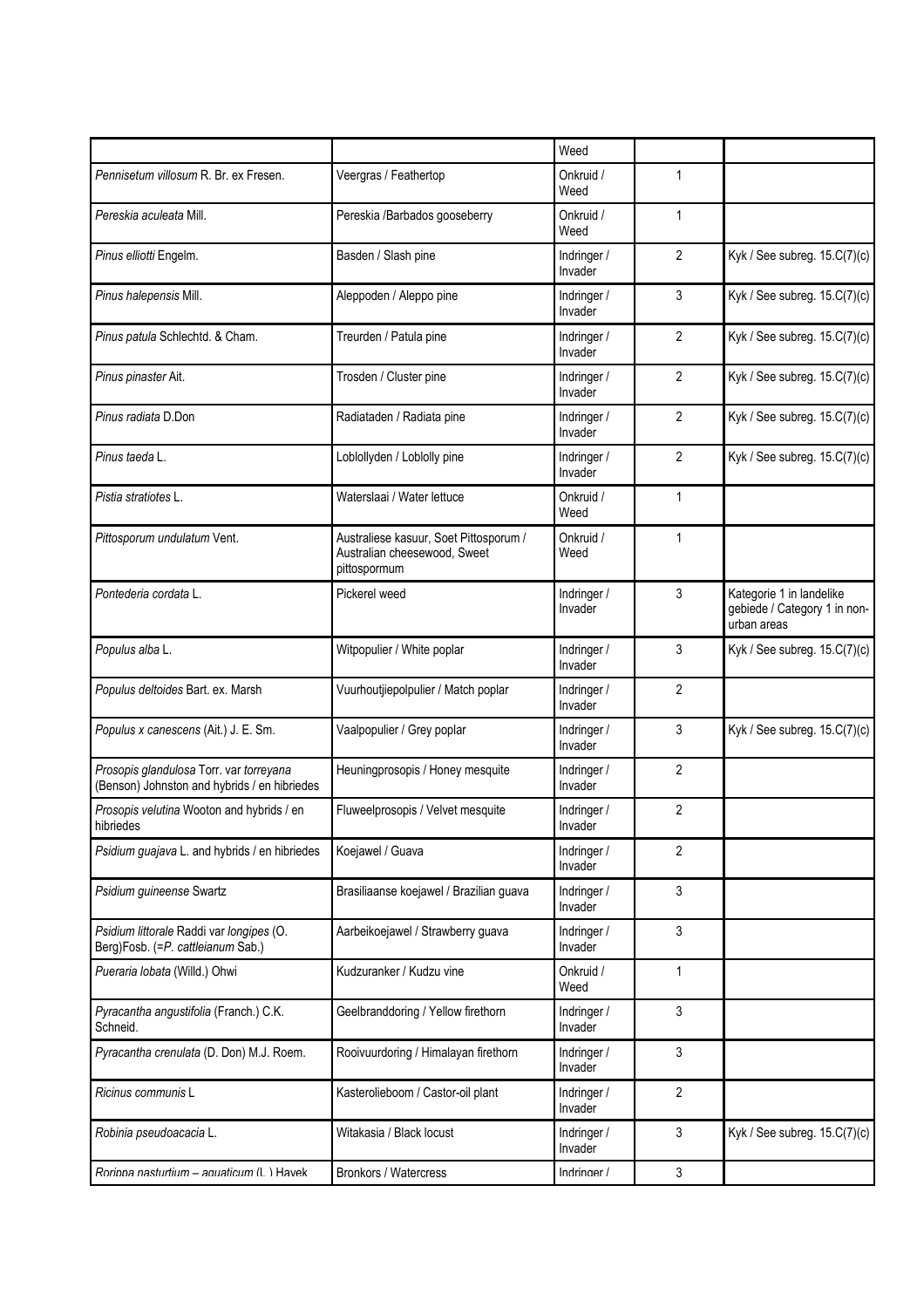| | | | | |
|---|---|---|---|---|
| | | Weed | | |
| *Pennisetum villosum* R. Br. ex Fresen. | Veergras / Feathertop | Onkruid / Weed | 1 | |
| *Pereskia aculeata* Mill. | Pereskia /Barbados gooseberry | Onkruid / Weed | 1 | |
| *Pinus elliotti* Engelm. | Basden / Slash pine | Indringer / Invader | 2 | Kyk / See subreg. 15.C(7)(c) |
| *Pinus halepensis* Mill. | Aleppoden / Aleppo pine | Indringer / Invader | 3 | Kyk / See subreg. 15.C(7)(c) |
| *Pinus patula* Schlechtd. & Cham. | Treurden / Patula pine | Indringer / Invader | 2 | Kyk / See subreg. 15.C(7)(c) |
| *Pinus pinaster* Ait. | Trosden / Cluster pine | Indringer / Invader | 2 | Kyk / See subreg. 15.C(7)(c) |
| *Pinus radiata* D.Don | Radiataden / Radiata pine | Indringer / Invader | 2 | Kyk / See subreg. 15.C(7)(c) |
| *Pinus taeda* L. | Loblollyden / Loblolly pine | Indringer / Invader | 2 | Kyk / See subreg. 15.C(7)(c) |
| *Pistia stratiotes* L. | Waterslaai / Water lettuce | Onkruid / Weed | 1 | |
| *Pittosporum undulatum* Vent. | Australiese kasuur, Soet Pittosporum / Australian cheesewood, Sweet pittospormum | Onkruid / Weed | 1 | |
| *Pontederia cordata* L. | Pickerel weed | Indringer / Invader | 3 | Kategorie 1 in landelike gebiede / Category 1 in non-urban areas |
| *Populus alba* L. | Witpopulier / White poplar | Indringer / Invader | 3 | Kyk / See subreg. 15.C(7)(c) |
| *Populus deltoides* Bart. ex. Marsh | Vuurhoutjiepolpulier / Match poplar | Indringer / Invader | 2 | |
| *Populus x canescens* (Ait.) J. E. Sm. | Vaalpopulier / Grey poplar | Indringer / Invader | 3 | Kyk / See subreg. 15.C(7)(c) |
| *Prosopis glandulosa* Torr. var *torreyana* (Benson) Johnston and hybrids / en hibriedes | Heuningprosopis / Honey mesquite | Indringer / Invader | 2 | |
| *Prosopis velutina* Wooton and hybrids / en hibriedes | Fluweelprosopis / Velvet mesquite | Indringer / Invader | 2 | |
| *Psidium guajava* L. and hybrids / en hibriedes | Koejawel / Guava | Indringer / Invader | 2 | |
| *Psidium guineense* Swartz | Brasiliaanse koejawel / Brazilian guava | Indringer / Invader | 3 | |
| *Psidium littorale* Raddi var *longipes* (O. Berg)Fosb. (=*P. cattleianum* Sab.) | Aarbeikoejawel / Strawberry guava | Indringer / Invader | 3 | |
| *Pueraria lobata* (Willd.) Ohwi | Kudzuranker / Kudzu vine | Onkruid / Weed | 1 | |
| *Pyracantha angustifolia* (Franch.) C.K. Schneid. | Geelbranddoring / Yellow firethorn | Indringer / Invader | 3 | |
| *Pyracantha crenulata* (D. Don) M.J. Roem. | Rooivuurdoring / Himalayan firethorn | Indringer / Invader | 3 | |
| *Ricinus communis* L | Kasterolieboom / Castor-oil plant | Indringer / Invader | 2 | |
| *Robinia pseudoacacia* L. | Witakasia / Black locust | Indringer / Invader | 3 | Kyk / See subreg. 15.C(7)(c) |
| *Rorippa nasturtium – aquaticum* (L.) Hayek | Bronkors / Watercress | Indringer / | 3 | |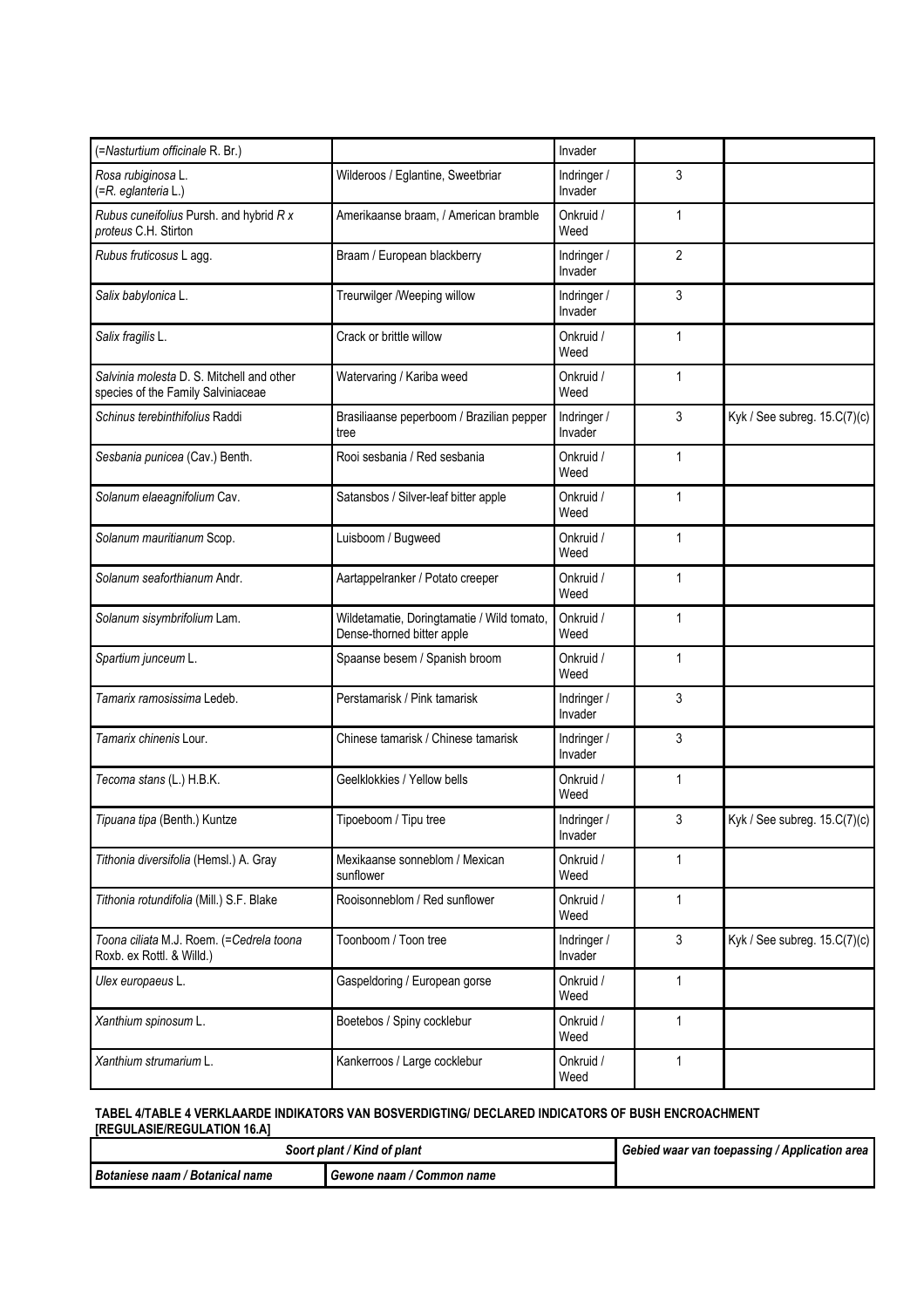| | | | | |
|---|---|---|---|---|
| (=*Nasturtium officinale* R. Br.) | | Invader | | |
| *Rosa rubiginosa* L. (=*R. eglanteria* L.) | Wilderoos / Eglantine, Sweetbriar | Indringer / Invader | 3 | |
| *Rubus cuneifolius* Pursh. and hybrid *R x proteus* C.H. Stirton | Amerikaanse braam, / American bramble | Onkruid / Weed | 1 | |
| *Rubus fruticosus* L agg. | Braam / European blackberry | Indringer / Invader | 2 | |
| *Salix babylonica* L. | Treurwilger /Weeping willow | Indringer / Invader | 3 | |
| *Salix fragilis* L. | Crack or brittle willow | Onkruid / Weed | 1 | |
| *Salvinia molesta* D. S. Mitchell and other species of the Family Salviniaceae | Watervaring / Kariba weed | Onkruid / Weed | 1 | |
| *Schinus terebinthifolius* Raddi | Brasiliaanse peperboom / Brazilian pepper tree | Indringer / Invader | 3 | Kyk / See subreg. 15.C(7)(c) |
| *Sesbania punicea* (Cav.) Benth. | Rooi sesbania / Red sesbania | Onkruid / Weed | 1 | |
| *Solanum elaeagnifolium* Cav. | Satansbos / Silver-leaf bitter apple | Onkruid / Weed | 1 | |
| *Solanum mauritianum* Scop. | Luisboom / Bugweed | Onkruid / Weed | 1 | |
| *Solanum seaforthianum* Andr. | Aartappelranker / Potato creeper | Onkruid / Weed | 1 | |
| *Solanum sisymbrifolium* Lam. | Wildetamatie, Doringtamatie / Wild tomato, Dense-thorned bitter apple | Onkruid / Weed | 1 | |
| *Spartium junceum* L. | Spaanse besem / Spanish broom | Onkruid / Weed | 1 | |
| *Tamarix ramosissima* Ledeb. | Perstamarisk / Pink tamarisk | Indringer / Invader | 3 | |
| *Tamarix chinenis* Lour. | Chinese tamarisk / Chinese tamarisk | Indringer / Invader | 3 | |
| *Tecoma stans* (L.) H.B.K. | Geelklokkies / Yellow bells | Onkruid / Weed | 1 | |
| *Tipuana tipa* (Benth.) Kuntze | Tipoeboom / Tipu tree | Indringer / Invader | 3 | Kyk / See subreg. 15.C(7)(c) |
| *Tithonia diversifolia* (Hemsl.) A. Gray | Mexikaanse sonneblom / Mexican sunflower | Onkruid / Weed | 1 | |
| *Tithonia rotundifolia* (Mill.) S.F. Blake | Rooisonneblom / Red sunflower | Onkruid / Weed | 1 | |
| *Toona ciliata* M.J. Roem. (=*Cedrela toona* Roxb. ex Rottl. & Willd.) | Toonboom / Toon tree | Indringer / Invader | 3 | Kyk / See subreg. 15.C(7)(c) |
| *Ulex europaeus* L. | Gaspeldoring / European gorse | Onkruid / Weed | 1 | |
| *Xanthium spinosum* L. | Boetebos / Spiny cocklebur | Onkruid / Weed | 1 | |
| *Xanthium strumarium* L. | Kankerroos / Large cocklebur | Onkruid / Weed | 1 | |

**TABEL 4/TABLE 4 VERKLAARDE INDIKATORS VAN BOSVERDIGTING/ DECLARED INDICATORS OF BUSH ENCROACHMENT [REGULASIE/REGULATION 16.A]**

| *Soort plant / Kind of plant* | | *Gebied waar van toepassing / Application area* |
|---|---|---|
| *Botaniese naam / Botanical name* | *Gewone naam / Common name* | |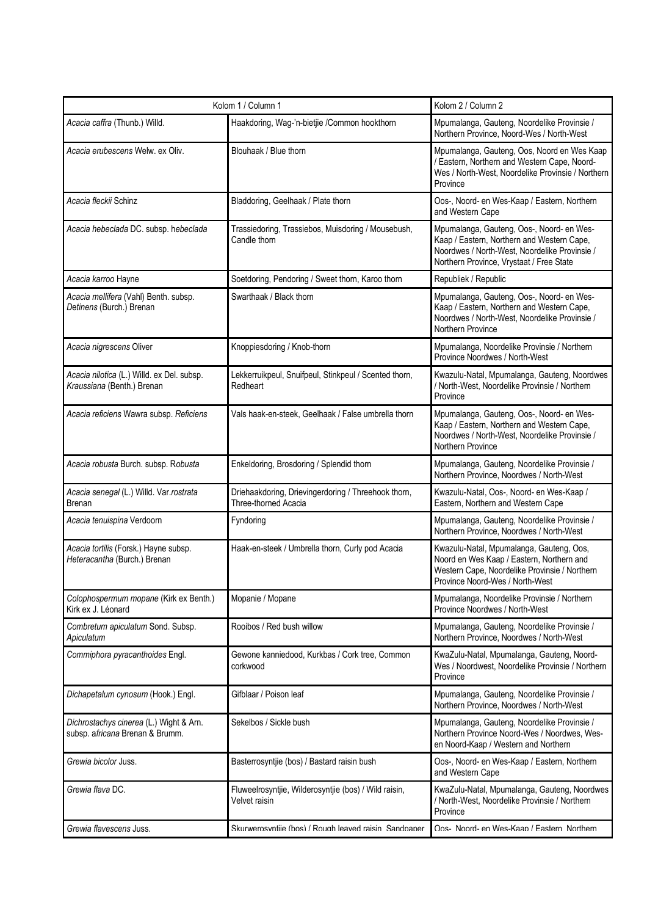| Kolom 1 / Column 1 | | Kolom 2 / Column 2 |
|---|---|---|
| *Acacia caffra* (Thunb.) Willd. | Haakdoring, Wag-'n-bietjie /Common hookthorn | Mpumalanga, Gauteng, Noordelike Provinsie / Northern Province, Noord-Wes / North-West |
| *Acacia erubescens* Welw. ex Oliv. | Blouhaak / Blue thorn | Mpumalanga, Gauteng, Oos, Noord en Wes Kaap / Eastern, Northern and Western Cape, Noord-Wes / North-West, Noordelike Provinsie / Northern Province |
| *Acacia fleckii* Schinz | Bladdoring, Geelhaak / Plate thorn | Oos-, Noord- en Wes-Kaap / Eastern, Northern and Western Cape |
| *Acacia hebeclada* DC. subsp. *hebeclada* | Trassiedoring, Trassiebos, Muisdoring / Mousebush, Candle thorn | Mpumalanga, Gauteng, Oos-, Noord- en Wes-Kaap / Eastern, Northern and Western Cape, Noordwes / North-West, Noordelike Provinsie / Northern Province, Vrystaat / Free State |
| *Acacia karroo* Hayne | Soetdoring, Pendoring / Sweet thorn, Karoo thorn | Republiek / Republic |
| *Acacia mellifera* (Vahl) Benth. subsp. *Detinens* (Burch.) Brenan | Swarthaak / Black thorn | Mpumalanga, Gauteng, Oos-, Noord- en Wes-Kaap / Eastern, Northern and Western Cape, Noordwes / North-West, Noordelike Provinsie / Northern Province |
| *Acacia nigrescens* Oliver | Knoppiesdoring / Knob-thorn | Mpumalanga, Noordelike Provinsie / Northern Province Noordwes / North-West |
| *Acacia nilotica* (L.) Willd. ex Del. subsp. *Kraussiana* (Benth.) Brenan | Lekkerruikpeul, Snuifpeul, Stinkpeul / Scented thorn, Redheart | Kwazulu-Natal, Mpumalanga, Gauteng, Noordwes / North-West, Noordelike Provinsie / Northern Province |
| *Acacia reficiens* Wawra subsp. *Reficiens* | Vals haak-en-steek, Geelhaak / False umbrella thorn | Mpumalanga, Gauteng, Oos-, Noord- en Wes-Kaap / Eastern, Northern and Western Cape, Noordwes / North-West, Noordelike Provinsie / Northern Province |
| *Acacia robusta* Burch. subsp. *Robusta* | Enkeldoring, Brosdoring / Splendid thorn | Mpumalanga, Gauteng, Noordelike Provinsie / Northern Province, Noordwes / North-West |
| *Acacia senegal* (L.) Willd. Var.*rostrata* Brenan | Driehaakdoring, Drievingerdoring / Threehook thorn, Three-thorned Acacia | Kwazulu-Natal, Oos-, Noord- en Wes-Kaap / Eastern, Northern and Western Cape |
| *Acacia tenuispina* Verdoorn | Fyndoring | Mpumalanga, Gauteng, Noordelike Provinsie / Northern Province, Noordwes / North-West |
| *Acacia tortilis* (Forsk.) Hayne subsp. *Heteracantha* (Burch.) Brenan | Haak-en-steek / Umbrella thorn, Curly pod Acacia | Kwazulu-Natal, Mpumalanga, Gauteng, Oos, Noord en Wes Kaap / Eastern, Northern and Western Cape, Noordelike Provinsie / Northern Province Noord-Wes / North-West |
| *Colophospermum mopane* (Kirk ex Benth.) Kirk ex J. Léonard | Mopanie / Mopane | Mpumalanga, Noordelike Provinsie / Northern Province Noordwes / North-West |
| *Combretum apiculatum* Sond. Subsp. *Apiculatum* | Rooibos / Red bush willow | Mpumalanga, Gauteng, Noordelike Provinsie / Northern Province, Noordwes / North-West |
| *Commiphora pyracanthoides* Engl. | Gewone kanniedood, Kurkbas / Cork tree, Common corkwood | KwaZulu-Natal, Mpumalanga, Gauteng, Noord-Wes / Noordwest, Noordelike Provinsie / Northern Province |
| *Dichapetalum cynosum* (Hook.) Engl. | Gifblaar / Poison leaf | Mpumalanga, Gauteng, Noordelike Provinsie / Northern Province, Noordwes / North-West |
| *Dichrostachys cinerea* (L.) Wight & Arn. subsp. *africana* Brenan & Brumm. | Sekelbos / Sickle bush | Mpumalanga, Gauteng, Noordelike Provinsie / Northern Province Noord-Wes / Noordwes, Wes-en Noord-Kaap / Western and Northern |
| *Grewia bicolor* Juss. | Basterrosyntjie (bos) / Bastard raisin bush | Oos-, Noord- en Wes-Kaap / Eastern, Northern and Western Cape |
| *Grewia flava* DC. | Fluweelrosyntjie, Wilderosyntjie (bos) / Wild raisin, Velvet raisin | KwaZulu-Natal, Mpumalanga, Gauteng, Noordwes / North-West, Noordelike Provinsie / Northern Province |
| *Grewia flavescens* Juss. | Skurwerosyntjie (bos) / Rough leaved raisin, Sandpaper | Oos-, Noord- en Wes-Kaap / Eastern, Northern |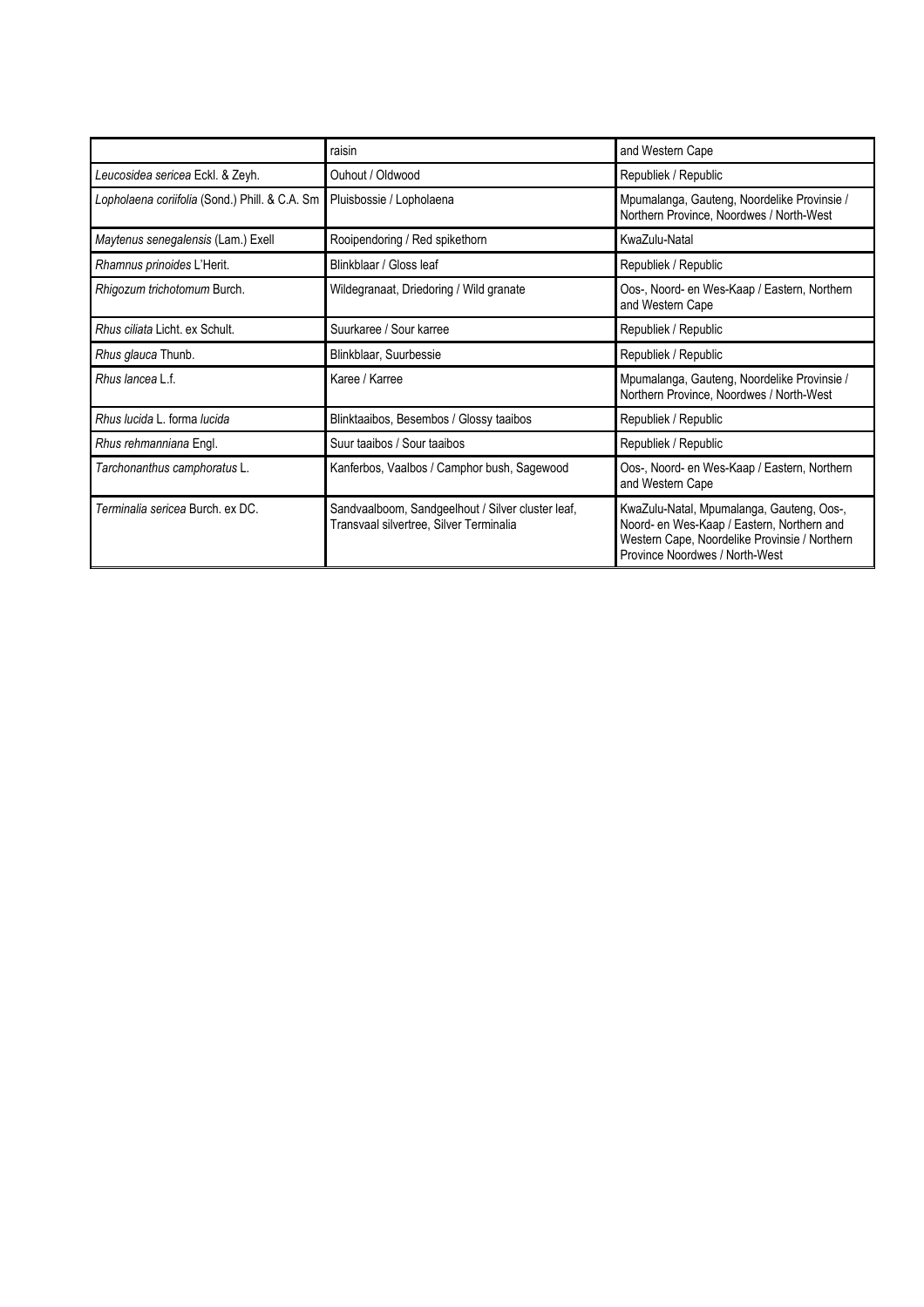| | | |
|---|---|---|
| | raisin | and Western Cape |
| *Leucosidea sericea* Eckl. & Zeyh. | Ouhout / Oldwood | Republiek / Republic |
| *Lopholaena coriifolia* (Sond.) Phill. & C.A. Sm | Pluisbossie / Lopholaena | Mpumalanga, Gauteng, Noordelike Provinsie / Northern Province, Noordwes / North-West |
| *Maytenus senegalensis* (Lam.) Exell | Rooipendoring / Red spikethorn | KwaZulu-Natal |
| *Rhamnus prinoides* L'Herit. | Blinkblaar / Gloss leaf | Republiek / Republic |
| *Rhigozum trichotomum* Burch. | Wildegranaat, Driedoring / Wild granate | Oos-, Noord- en Wes-Kaap / Eastern, Northern and Western Cape |
| *Rhus ciliata* Licht. ex Schult. | Suurkaree / Sour karree | Republiek / Republic |
| *Rhus glauca* Thunb. | Blinkblaar, Suurbessie | Republiek / Republic |
| *Rhus lancea* L.f. | Karee / Karree | Mpumalanga, Gauteng, Noordelike Provinsie / Northern Province, Noordwes / North-West |
| *Rhus lucida* L. forma *lucida* | Blinktaaibos, Besembos / Glossy taaibos | Republiek / Republic |
| *Rhus rehmanniana* Engl. | Suur taaibos / Sour taaibos | Republiek / Republic |
| *Tarchonanthus camphoratus* L. | Kanferbos, Vaalbos / Camphor bush, Sagewood | Oos-, Noord- en Wes-Kaap / Eastern, Northern and Western Cape |
| *Terminalia sericea* Burch. ex DC. | Sandvaalboom, Sandgeelhout / Silver cluster leaf, Transvaal silvertree, Silver Terminalia | KwaZulu-Natal, Mpumalanga, Gauteng, Oos-, Noord- en Wes-Kaap / Eastern, Northern and Western Cape, Noordelike Provinsie / Northern Province Noordwes / North-West |